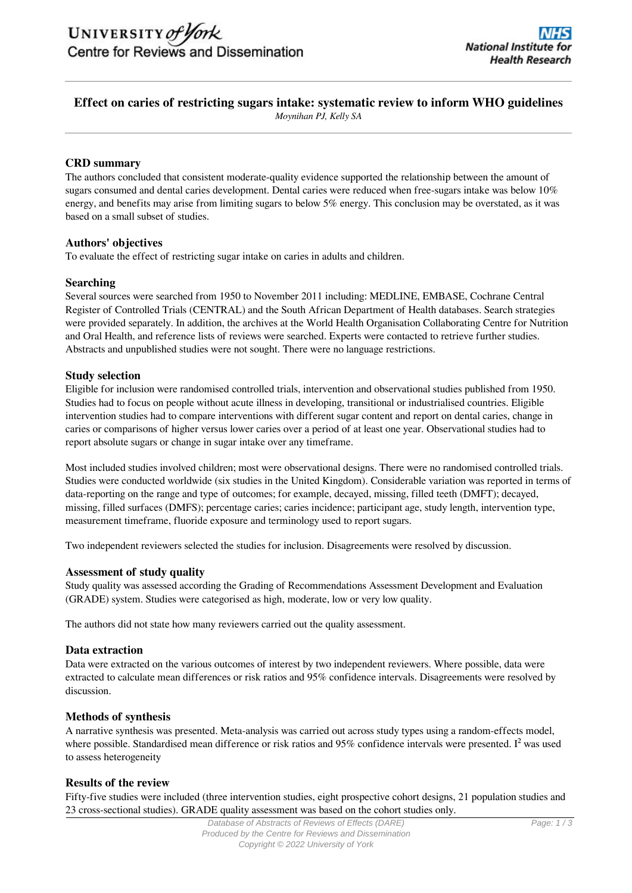# Effect on caries of restricting sugars intake: systematic review to inform WHO guidelines

*Moynihan PJ, Kelly SA*

## CRD summary

The authors concluded that consistent moderate-quality evidence supported the relationship between the amount of sugars consumed and dental caries development. Dental caries were reduced when free-sugars intake was below 10% energy, and benefits may arise from limiting sugars to below 5% energy. This conclusion may be overstated, as it was based on a small subset of studies.

## Authors' objectives

To evaluate the effect of restricting sugar intake on caries in adults and children.

## Searching

Several sources were searched from 1950 to November 2011 including: MEDLINE, EMBASE, Cochrane Central Register of Controlled Trials (CENTRAL) and the South African Department of Health databases. Search strategies were provided separately. In addition, the archives at the World Health Organisation Collaborating Centre for Nutrition and Oral Health, and reference lists of reviews were searched. Experts were contacted to retrieve further studies. Abstracts and unpublished studies were not sought. There were no language restrictions.

## Study selection

Eligible for inclusion were randomised controlled trials, intervention and observational studies published from 1950. Studies had to focus on people without acute illness in developing, transitional or industrialised countries. Eligible intervention studies had to compare interventions with different sugar content and report on dental caries, change in caries or comparisons of higher versus lower caries over a period of at least one year. Observational studies had to report absolute sugars or change in sugar intake over any timeframe.

Most included studies involved children; most were observational designs. There were no randomised controlled trials. Studies were conducted worldwide (six studies in the United Kingdom). Considerable variation was reported in terms of data-reporting on the range and type of outcomes; for example, decayed, missing, filled teeth (DMFT); decayed, missing, filled surfaces (DMFS); percentage caries; caries incidence; participant age, study length, intervention type, measurement timeframe, fluoride exposure and terminology used to report sugars.

Two independent reviewers selected the studies for inclusion. Disagreements were resolved by discussion.

## Assessment of study quality

Study quality was assessed according the Grading of Recommendations Assessment Development and Evaluation (GRADE) system. Studies were categorised as high, moderate, low or very low quality.

The authors did not state how many reviewers carried out the quality assessment.

## Data extraction

Data were extracted on the various outcomes of interest by two independent reviewers. Where possible, data were extracted to calculate mean differences or risk ratios and 95% confidence intervals. Disagreements were resolved by discussion.

## Methods of synthesis

A narrative synthesis was presented. Meta-analysis was carried out across study types using a random-effects model, where possible. Standardised mean difference or risk ratios and 95% confidence intervals were presented. $I^2$ was used to assess heterogeneity

## Results of the review

Fifty-five studies were included (three intervention studies, eight prospective cohort designs, 21 population studies and 23 cross-sectional studies). GRADE quality assessment was based on the cohort studies only.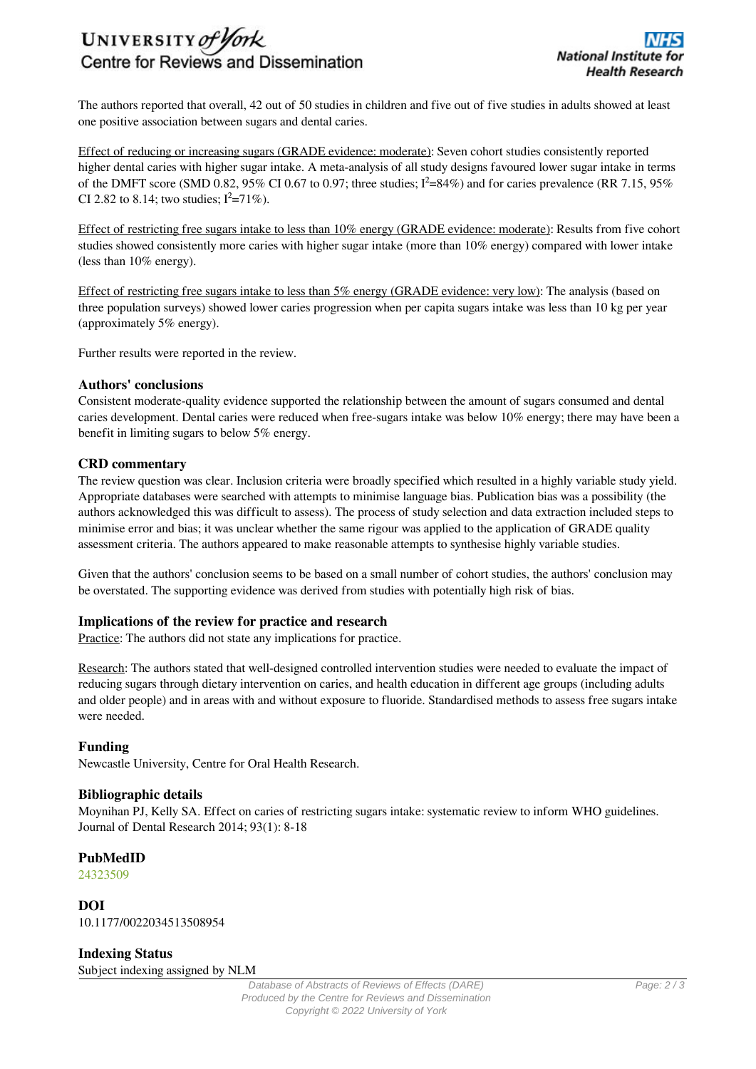The authors reported that overall, 42 out of 50 studies in children and five out of five studies in adults showed at least one positive association between sugars and dental caries.

Effect of reducing or increasing sugars (GRADE evidence: moderate): Seven cohort studies consistently reported higher dental caries with higher sugar intake. A meta-analysis of all study designs favoured lower sugar intake in terms of the DMFT score (SMD 0.82, 95% CI 0.67 to 0.97; three studies; $I^2$=84%) and for caries prevalence (RR 7.15, 95% CI 2.82 to 8.14; two studies; $I^2$=71%).

Effect of restricting free sugars intake to less than 10% energy (GRADE evidence: moderate): Results from five cohort studies showed consistently more caries with higher sugar intake (more than 10% energy) compared with lower intake (less than 10% energy).

Effect of restricting free sugars intake to less than 5% energy (GRADE evidence: very low): The analysis (based on three population surveys) showed lower caries progression when per capita sugars intake was less than 10 kg per year (approximately 5% energy).

Further results were reported in the review.

### Authors' conclusions

Consistent moderate-quality evidence supported the relationship between the amount of sugars consumed and dental caries development. Dental caries were reduced when free-sugars intake was below 10% energy; there may have been a benefit in limiting sugars to below 5% energy.

### CRD commentary

The review question was clear. Inclusion criteria were broadly specified which resulted in a highly variable study yield. Appropriate databases were searched with attempts to minimise language bias. Publication bias was a possibility (the authors acknowledged this was difficult to assess). The process of study selection and data extraction included steps to minimise error and bias; it was unclear whether the same rigour was applied to the application of GRADE quality assessment criteria. The authors appeared to make reasonable attempts to synthesise highly variable studies.

Given that the authors' conclusion seems to be based on a small number of cohort studies, the authors' conclusion may be overstated. The supporting evidence was derived from studies with potentially high risk of bias.

### Implications of the review for practice and research

Practice: The authors did not state any implications for practice.

Research: The authors stated that well-designed controlled intervention studies were needed to evaluate the impact of reducing sugars through dietary intervention on caries, and health education in different age groups (including adults and older people) and in areas with and without exposure to fluoride. Standardised methods to assess free sugars intake were needed.

### Funding

Newcastle University, Centre for Oral Health Research.

### Bibliographic details

Moynihan PJ, Kelly SA. Effect on caries of restricting sugars intake: systematic review to inform WHO guidelines. Journal of Dental Research 2014; 93(1): 8-18

### PubMedID

24323509

### DOI

10.1177/0022034513508954

### Indexing Status

Subject indexing assigned by NLM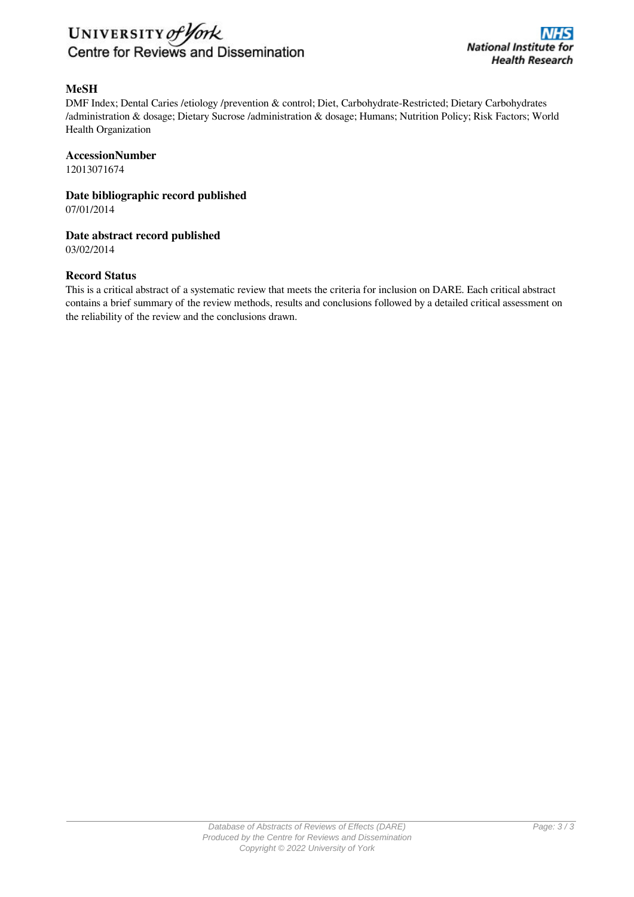**MeSH**

DMF Index; Dental Caries /etiology /prevention & control; Diet, Carbohydrate-Restricted; Dietary Carbohydrates /administration & dosage; Dietary Sucrose /administration & dosage; Humans; Nutrition Policy; Risk Factors; World Health Organization

**AccessionNumber**

12013071674

**Date bibliographic record published**

07/01/2014

**Date abstract record published**

03/02/2014

**Record Status**

This is a critical abstract of a systematic review that meets the criteria for inclusion on DARE. Each critical abstract contains a brief summary of the review methods, results and conclusions followed by a detailed critical assessment on the reliability of the review and the conclusions drawn.